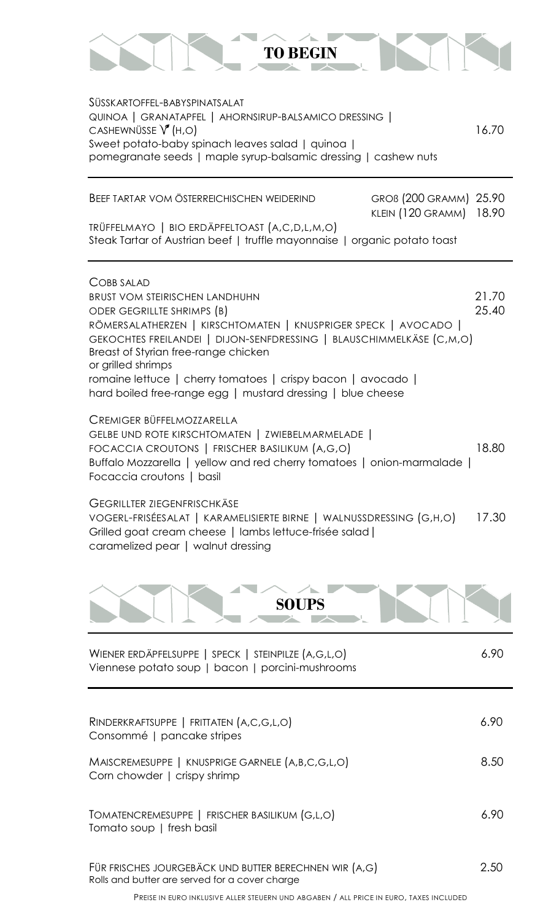## TO BEGIN

SÜSSKARTOFFEL-BABYSPINATSALAT
QUINOA | GRANATAPFEL | AHORNSIRUP-BALSAMICO DRESSING |
CASHEWNÜSSE V (H,O) — 16.70
Sweet potato-baby spinach leaves salad | quinoa |
pomegranate seeds | maple syrup-balsamic dressing | cashew nuts

---

BEEF TARTAR VOM ÖSTERREICHISCHEN WEIDERIND — GROß (200 GRAMM) 25.90 / KLEIN (120 GRAMM) 18.90
TRÜFFELMAYO | BIO ERDÄPFELTOAST (A,C,D,L,M,O)
Steak Tartar of Austrian beef | truffle mayonnaise | organic potato toast

---

COBB SALAD
BRUST VOM STEIRISCHEN LANDHUHN — 21.70
ODER GEGRILLTE SHRIMPS (B) — 25.40
RÖMERSALATHERZEN | KIRSCHTOMATEN | KNUSPRIGER SPECK | AVOCADO |
GEKOCHTES FREILANDEI | DIJON-SENFDRESSING | BLAUSCHIMMELKÄSE (C,M,O)
Breast of Styrian free-range chicken
or grilled shrimps
romaine lettuce | cherry tomatoes | crispy bacon | avocado |
hard boiled free-range egg | mustard dressing | blue cheese

CREMIGER BÜFFELMOZZARELLA
GELBE UND ROTE KIRSCHTOMATEN | ZWIEBELMARMELADE |
FOCACCIA CROUTONS | FRISCHER BASILIKUM (A,G,O) — 18.80
Buffalo Mozzarella | yellow and red cherry tomatoes | onion-marmalade |
Focaccia croutons | basil

GEGRILLTER ZIEGENFRISCHKÄSE
VOGERL-FRISÉESALAT | KARAMELISIERTE BIRNE | WALNUSSDRESSING (G,H,O) — 17.30
Grilled goat cream cheese | lambs lettuce-frisée salad |
caramelized pear | walnut dressing

## SOUPS

WIENER ERDÄPFELSUPPE | SPECK | STEINPILZE (A,G,L,O) — 6.90
Viennese potato soup | bacon | porcini-mushrooms

---

RINDERKRAFTSUPPE | FRITTATEN (A,C,G,L,O) — 6.90
Consommé | pancake stripes

MAISCREMESUPPE | KNUSPRIGE GARNELE (A,B,C,G,L,O) — 8.50
Corn chowder | crispy shrimp

TOMATENCREMESUPPE | FRISCHER BASILIKUM (G,L,O) — 6.90
Tomato soup | fresh basil

FÜR FRISCHES JOURGEBÄCK UND BUTTER BERECHNEN WIR (A,G) — 2.50
Rolls and butter are served for a cover charge

PREISE IN EURO INKLUSIVE ALLER STEUERN UND ABGABEN / ALL PRICE IN EURO, TAXES INCLUDED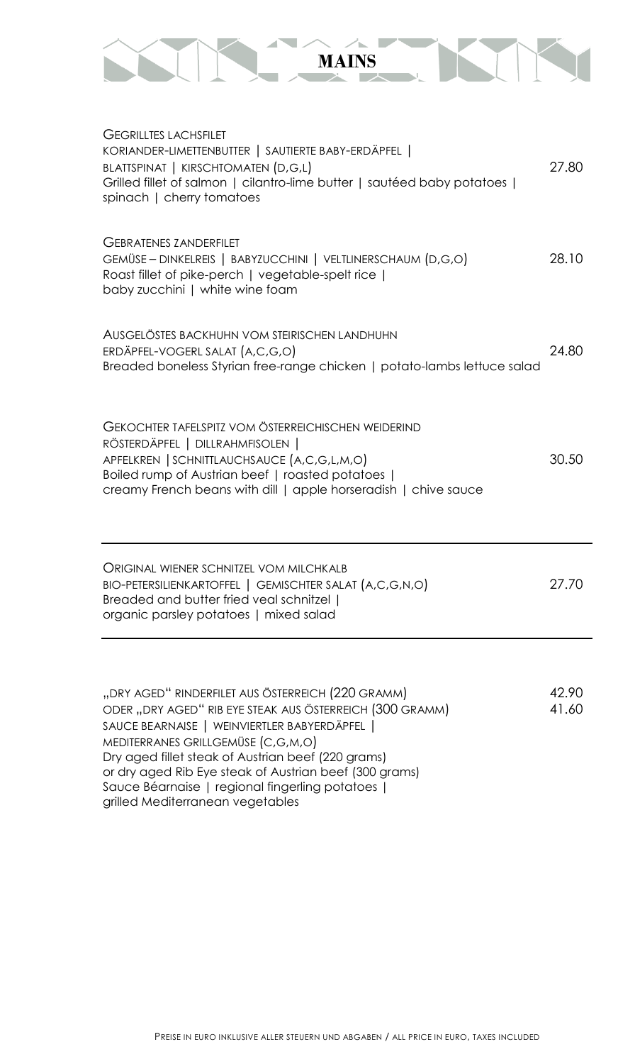# MAINS

GEGRILLTES LACHSFILET
KORIANDER-LIMETTENBUTTER | SAUTIERTE BABY-ERDÄPFEL |
BLATTSPINAT | KIRSCHTOMATEN (D,G,L) — 27.80
Grilled fillet of salmon | cilantro-lime butter | sautéed baby potatoes | spinach | cherry tomatoes

GEBRATENES ZANDERFILET
GEMÜSE – DINKELREIS | BABYZUCCHINI | VELTLINERSCHAUM (D,G,O) — 28.10
Roast fillet of pike-perch | vegetable-spelt rice |
baby zucchini | white wine foam

AUSGELÖSTES BACKHUHN VOM STEIRISCHEN LANDHUHN
ERDÄPFEL-VOGERL SALAT (A,C,G,O) — 24.80
Breaded boneless Styrian free-range chicken | potato-lambs lettuce salad

GEKOCHTER TAFELSPITZ VOM ÖSTERREICHISCHEN WEIDERIND
RÖSTERDÄPFEL | DILLRAHMFISOLEN |
APFELKREN | SCHNITTLAUCHSAUCE (A,C,G,L,M,O) — 30.50
Boiled rump of Austrian beef | roasted potatoes |
creamy French beans with dill | apple horseradish | chive sauce

---

ORIGINAL WIENER SCHNITZEL VOM MILCHKALB
BIO-PETERSILIENKARTOFFEL | GEMISCHTER SALAT (A,C,G,N,O) — 27.70
Breaded and butter fried veal schnitzel |
organic parsley potatoes | mixed salad

---

„DRY AGED" RINDERFILET AUS ÖSTERREICH (220 GRAMM) — 42.90
ODER „DRY AGED" RIB EYE STEAK AUS ÖSTERREICH (300 GRAMM) — 41.60
SAUCE BEARNAISE | WEINVIERTLER BABYERDÄPFEL |
MEDITERRANES GRILLGEMÜSE (C,G,M,O)
Dry aged fillet steak of Austrian beef (220 grams)
or dry aged Rib Eye steak of Austrian beef (300 grams)
Sauce Béarnaise | regional fingerling potatoes |
grilled Mediterranean vegetables

PREISE IN EURO INKLUSIVE ALLER STEUERN UND ABGABEN / ALL PRICE IN EURO, TAXES INCLUDED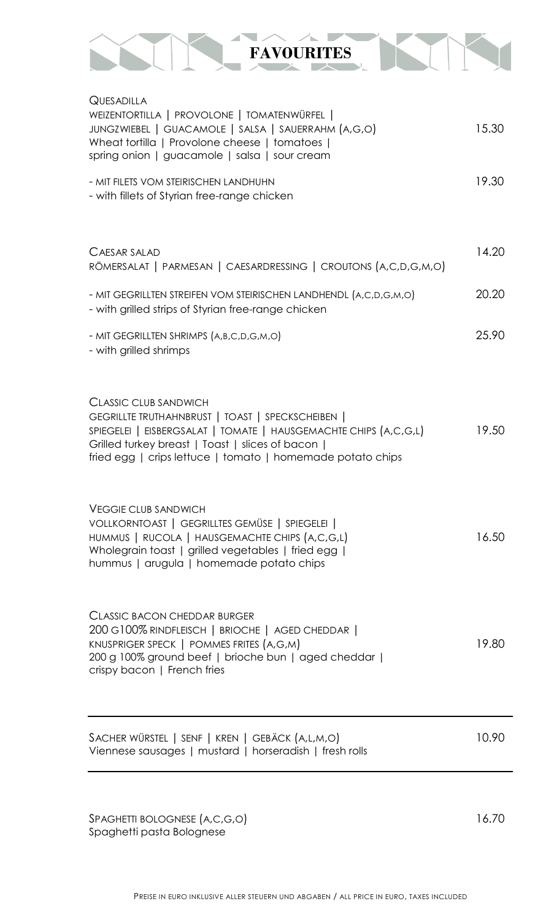# FAVOURITES

**QUESADILLA**
WEIZENTORTILLA | PROVOLONE | TOMATENWÜRFEL |
JUNGZWIEBEL | GUACAMOLE | SALSA | SAUERRAHM (A,G,O) — 15.30
Wheat tortilla | Provolone cheese | tomatoes |
spring onion | guacamole | salsa | sour cream

- MIT FILETS VOM STEIRISCHEN LANDHUHN — 19.30
- with fillets of Styrian free-range chicken

**CAESAR SALAD** — 14.20
RÖMERSALAT | PARMESAN | CAESARDRESSING | CROUTONS (A,C,D,G,M,O)

- MIT GEGRILLTEN STREIFEN VOM STEIRISCHEN LANDHENDL (A,C,D,G,M,O) — 20.20
- with grilled strips of Styrian free-range chicken

- MIT GEGRILLTEN SHRIMPS (A,B,C,D,G,M,O) — 25.90
- with grilled shrimps

**CLASSIC CLUB SANDWICH**
GEGRILLTE TRUTHAHNBRUST | TOAST | SPECKSCHEIBEN |
SPIEGELEI | EISBERGSALAT | TOMATE | HAUSGEMACHTE CHIPS (A,C,G,L) — 19.50
Grilled turkey breast | Toast | slices of bacon |
fried egg | crips lettuce | tomato | homemade potato chips

**VEGGIE CLUB SANDWICH**
VOLLKORNTOAST | GEGRILLTES GEMÜSE | SPIEGELEI |
HUMMUS | RUCOLA | HAUSGEMACHTE CHIPS (A,C,G,L) — 16.50
Wholegrain toast | grilled vegetables | fried egg |
hummus | arugula | homemade potato chips

**CLASSIC BACON CHEDDAR BURGER**
200 G100% RINDFLEISCH | BRIOCHE | AGED CHEDDAR |
KNUSPRIGER SPECK | POMMES FRITES (A,G,M) — 19.80
200 g 100% ground beef | brioche bun | aged cheddar |
crispy bacon | French fries

---

**SACHER WÜRSTEL** | SENF | KREN | GEBÄCK (A,L,M,O) — 10.90
Viennese sausages | mustard | horseradish | fresh rolls

---

**SPAGHETTI BOLOGNESE** (A,C,G,O) — 16.70
Spaghetti pasta Bolognese

PREISE IN EURO INKLUSIVE ALLER STEUERN UND ABGABEN / ALL PRICE IN EURO, TAXES INCLUDED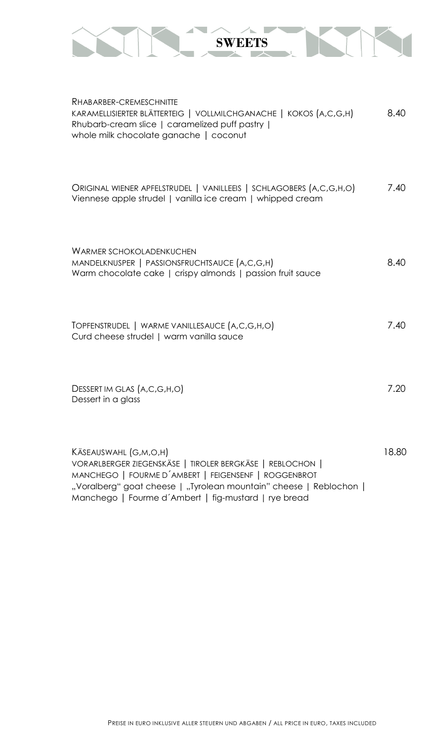# SWEETS

RHABARBER-CREMESCHNITTE
KARAMELLISIERTER BLÄTTERTEIG | VOLLMILCHGANACHE | KOKOS (A,C,G,H) 8.40
Rhubarb-cream slice | caramelized puff pastry |
whole milk chocolate ganache | coconut

ORIGINAL WIENER APFELSTRUDEL | VANILLEEIS | SCHLAGOBERS (A,C,G,H,O) 7.40
Viennese apple strudel | vanilla ice cream | whipped cream

WARMER SCHOKOLADENKUCHEN
MANDELKNUSPER | PASSIONSFRUCHTSAUCE (A,C,G,H) 8.40
Warm chocolate cake | crispy almonds | passion fruit sauce

TOPFENSTRUDEL | WARME VANILLESAUCE (A,C,G,H,O) 7.40
Curd cheese strudel | warm vanilla sauce

DESSERT IM GLAS (A,C,G,H,O) 7.20
Dessert in a glass

KÄSEAUSWAHL (G,M,O,H) 18.80
VORARLBERGER ZIEGENSKÄSE | TIROLER BERGKÄSE | REBLOCHON |
MANCHEGO | FOURME D´AMBERT | FEIGENSENF | ROGGENBROT
„Voralberg" goat cheese | „Tyrolean mountain" cheese | Reblochon |
Manchego | Fourme d´Ambert | fig-mustard | rye bread

PREISE IN EURO INKLUSIVE ALLER STEUERN UND ABGABEN / ALL PRICE IN EURO, TAXES INCLUDED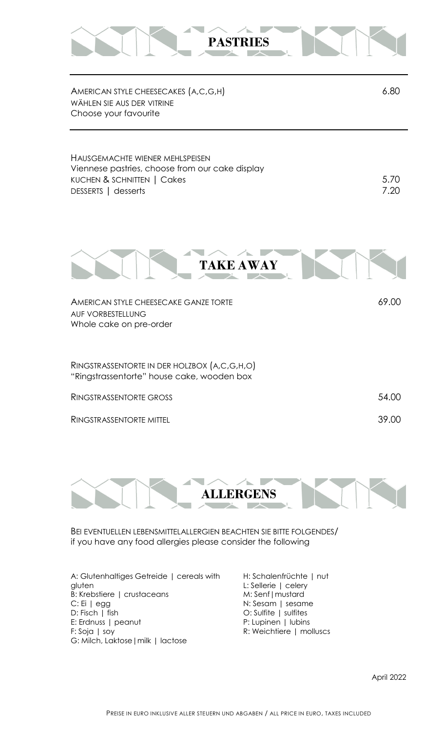# PASTRIES

AMERICAN STYLE CHEESECAKES (A,C,G,H) 6.80
WÄHLEN SIE AUS DER VITRINE
Choose your favourite

HAUSGEMACHTE WIENER MEHLSPEISEN
Viennese pastries, choose from our cake display
KUCHEN & SCHNITTEN | Cakes 5.70
DESSERTS | desserts 7.20

# TAKE AWAY

AMERICAN STYLE CHEESECAKE GANZE TORTE 69.00
AUF VORBESTELLUNG
Whole cake on pre-order

RINGSTRASSENTORTE IN DER HOLZBOX (A,C,G,H,O)
"Ringstrassentorte" house cake, wooden box

RINGSTRASSENTORTE GROSS 54.00

RINGSTRASSENTORTE MITTEL 39.00

# ALLERGENS

BEI EVENTUELLEN LEBENSMITTELALLERGIEN BEACHTEN SIE BITTE FOLGENDES/
if you have any food allergies please consider the following

A: Glutenhaltiges Getreide | cereals with gluten
B: Krebstiere | crustaceans
C: Ei | egg
D: Fisch | fish
E: Erdnuss | peanut
F: Soja | soy
G: Milch, Laktose|milk | lactose
H: Schalenfrüchte | nut
L: Sellerie | celery
M: Senf|mustard
N: Sesam | sesame
O: Sulfite | sulfites
P: Lupinen | lubins
R: Weichtiere | molluscs

April 2022

PREISE IN EURO INKLUSIVE ALLER STEUERN UND ABGABEN / ALL PRICE IN EURO, TAXES INCLUDED